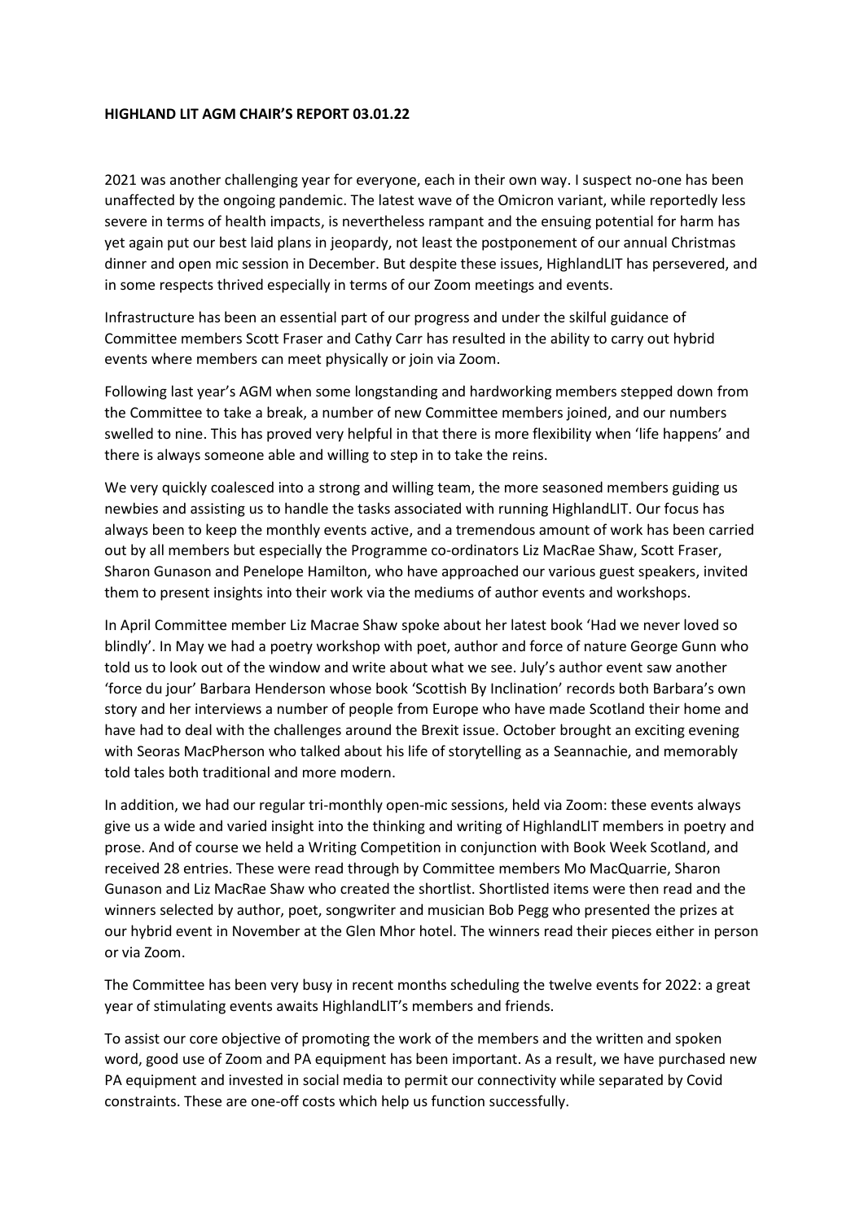**HIGHLAND LIT AGM CHAIR'S REPORT 03.01.22**

2021 was another challenging year for everyone, each in their own way. I suspect no-one has been unaffected by the ongoing pandemic. The latest wave of the Omicron variant, while reportedly less severe in terms of health impacts, is nevertheless rampant and the ensuing potential for harm has yet again put our best laid plans in jeopardy, not least the postponement of our annual Christmas dinner and open mic session in December. But despite these issues, HighlandLIT has persevered, and in some respects thrived especially in terms of our Zoom meetings and events.

Infrastructure has been an essential part of our progress and under the skilful guidance of Committee members Scott Fraser and Cathy Carr has resulted in the ability to carry out hybrid events where members can meet physically or join via Zoom.

Following last year's AGM when some longstanding and hardworking members stepped down from the Committee to take a break, a number of new Committee members joined, and our numbers swelled to nine. This has proved very helpful in that there is more flexibility when 'life happens' and there is always someone able and willing to step in to take the reins.

We very quickly coalesced into a strong and willing team, the more seasoned members guiding us newbies and assisting us to handle the tasks associated with running HighlandLIT. Our focus has always been to keep the monthly events active, and a tremendous amount of work has been carried out by all members but especially the Programme co-ordinators Liz MacRae Shaw, Scott Fraser, Sharon Gunason and Penelope Hamilton, who have approached our various guest speakers, invited them to present insights into their work via the mediums of author events and workshops.

In April Committee member Liz Macrae Shaw spoke about her latest book 'Had we never loved so blindly'. In May we had a poetry workshop with poet, author and force of nature George Gunn who told us to look out of the window and write about what we see. July's author event saw another 'force du jour' Barbara Henderson whose book 'Scottish By Inclination' records both Barbara's own story and her interviews a number of people from Europe who have made Scotland their home and have had to deal with the challenges around the Brexit issue. October brought an exciting evening with Seoras MacPherson who talked about his life of storytelling as a Seannachie, and memorably told tales both traditional and more modern.

In addition, we had our regular tri-monthly open-mic sessions, held via Zoom: these events always give us a wide and varied insight into the thinking and writing of HighlandLIT members in poetry and prose. And of course we held a Writing Competition in conjunction with Book Week Scotland, and received 28 entries. These were read through by Committee members Mo MacQuarrie, Sharon Gunason and Liz MacRae Shaw who created the shortlist. Shortlisted items were then read and the winners selected by author, poet, songwriter and musician Bob Pegg who presented the prizes at our hybrid event in November at the Glen Mhor hotel. The winners read their pieces either in person or via Zoom.

The Committee has been very busy in recent months scheduling the twelve events for 2022: a great year of stimulating events awaits HighlandLIT's members and friends.

To assist our core objective of promoting the work of the members and the written and spoken word, good use of Zoom and PA equipment has been important. As a result, we have purchased new PA equipment and invested in social media to permit our connectivity while separated by Covid constraints. These are one-off costs which help us function successfully.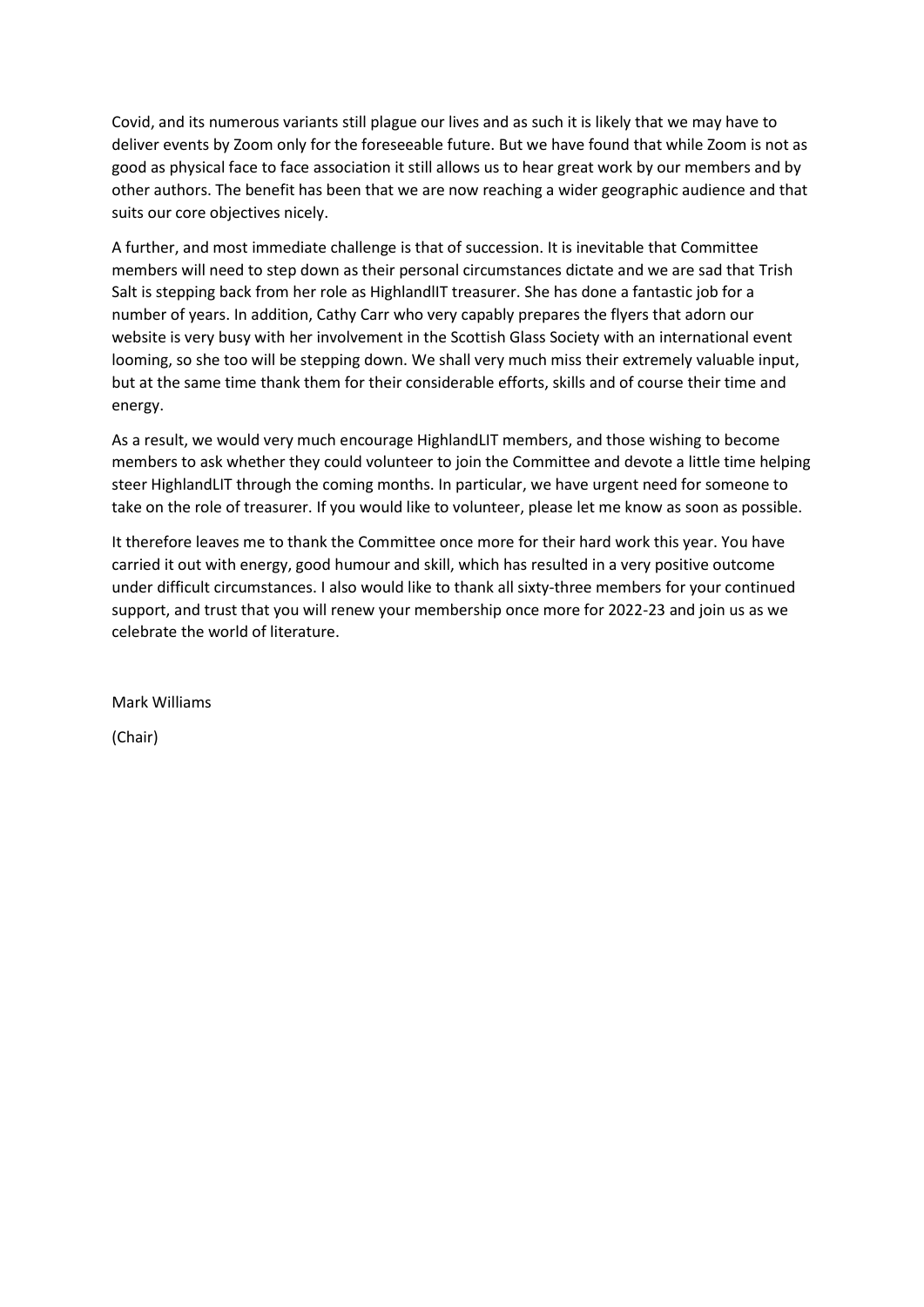Covid, and its numerous variants still plague our lives and as such it is likely that we may have to deliver events by Zoom only for the foreseeable future. But we have found that while Zoom is not as good as physical face to face association it still allows us to hear great work by our members and by other authors. The benefit has been that we are now reaching a wider geographic audience and that suits our core objectives nicely.

A further, and most immediate challenge is that of succession. It is inevitable that Committee members will need to step down as their personal circumstances dictate and we are sad that Trish Salt is stepping back from her role as HighlandlIT treasurer. She has done a fantastic job for a number of years. In addition, Cathy Carr who very capably prepares the flyers that adorn our website is very busy with her involvement in the Scottish Glass Society with an international event looming, so she too will be stepping down. We shall very much miss their extremely valuable input, but at the same time thank them for their considerable efforts, skills and of course their time and energy.

As a result, we would very much encourage HighlandLIT members, and those wishing to become members to ask whether they could volunteer to join the Committee and devote a little time helping steer HighlandLIT through the coming months. In particular, we have urgent need for someone to take on the role of treasurer. If you would like to volunteer, please let me know as soon as possible.

It therefore leaves me to thank the Committee once more for their hard work this year. You have carried it out with energy, good humour and skill, which has resulted in a very positive outcome under difficult circumstances. I also would like to thank all sixty-three members for your continued support, and trust that you will renew your membership once more for 2022-23 and join us as we celebrate the world of literature.

Mark Williams

(Chair)